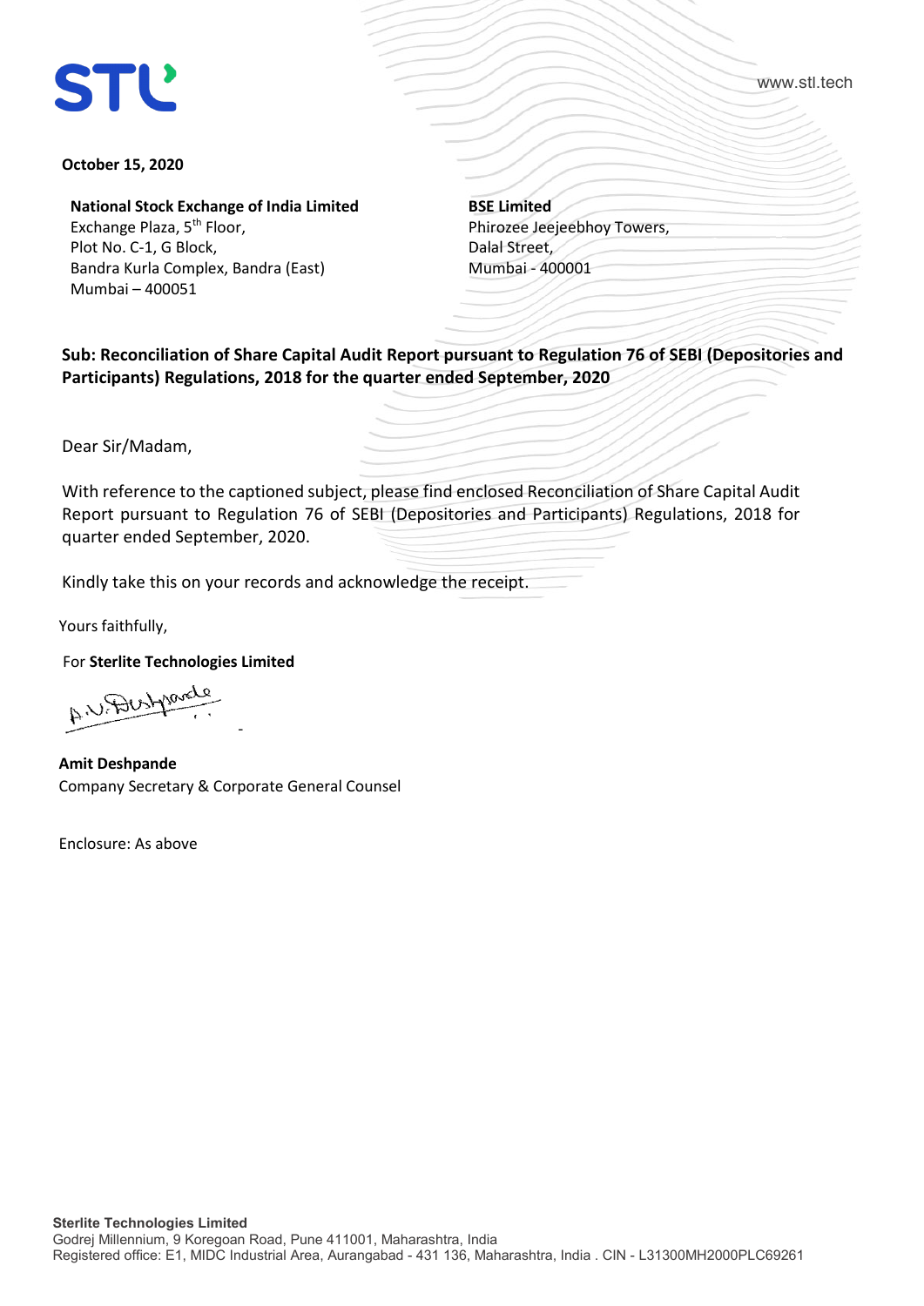STL

www.stl.tech

**October 15, 2020**

**National Stock Exchange of India Limited**
Exchange Plaza, 5th Floor,
Plot No. C-1, G Block,
Bandra Kurla Complex, Bandra (East)
Mumbai – 400051

**BSE Limited**
Phirozee Jeejeebhoy Towers,
Dalal Street,
Mumbai - 400001

**Sub: Reconciliation of Share Capital Audit Report pursuant to Regulation 76 of SEBI (Depositories and Participants) Regulations, 2018 for the quarter ended September, 2020**

Dear Sir/Madam,

With reference to the captioned subject, please find enclosed Reconciliation of Share Capital Audit Report pursuant to Regulation 76 of SEBI (Depositories and Participants) Regulations, 2018 for quarter ended September, 2020.

Kindly take this on your records and acknowledge the receipt.

Yours faithfully,

For **Sterlite Technologies Limited**

**Amit Deshpande**
Company Secretary & Corporate General Counsel

Enclosure: As above

**Sterlite Technologies Limited**
Godrej Millennium, 9 Koregoan Road, Pune 411001, Maharashtra, India
Registered office: E1, MIDC Industrial Area, Aurangabad - 431 136, Maharashtra, India . CIN - L31300MH2000PLC69261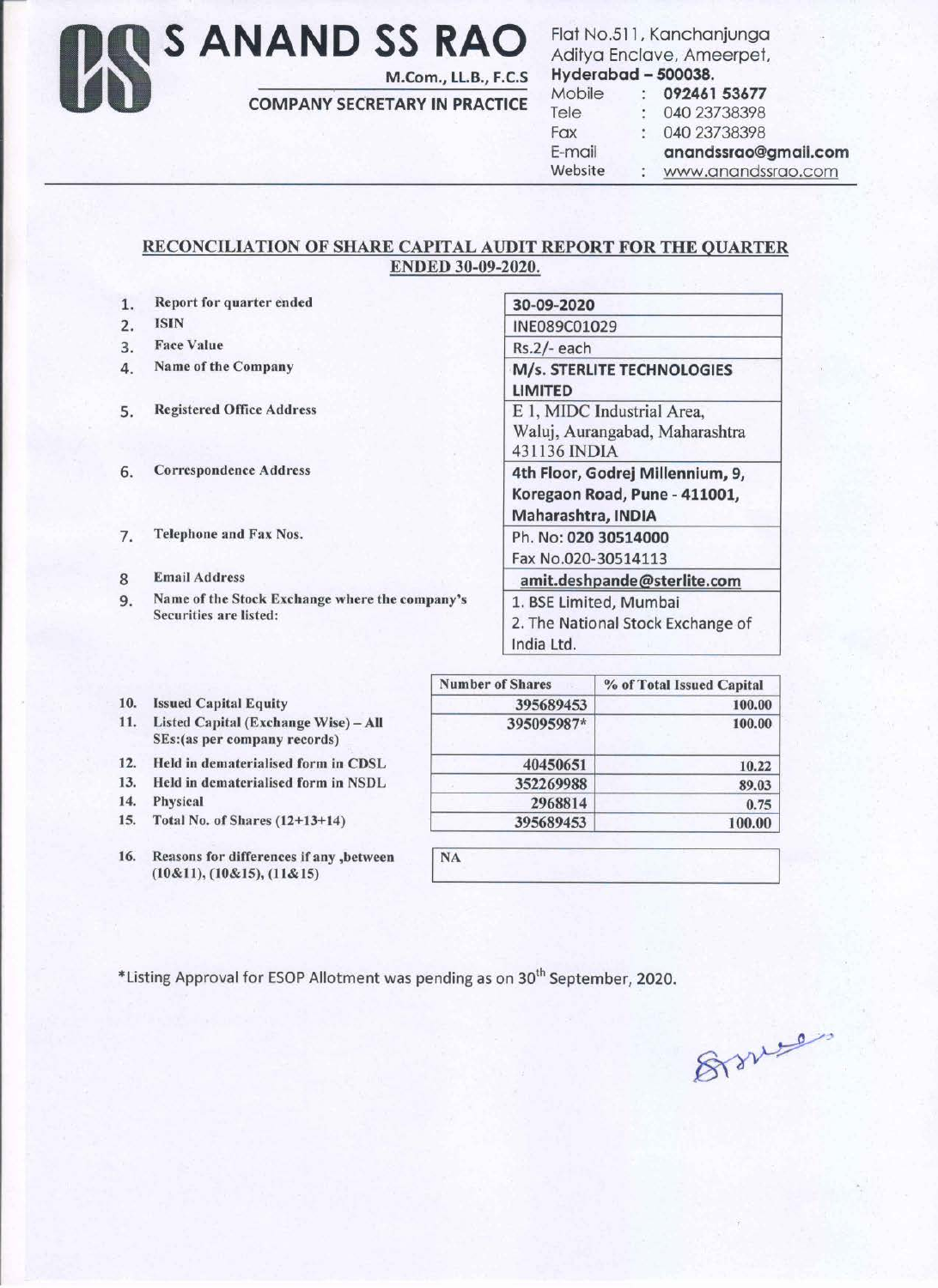# S ANAND SS RAO

M.Com., LL.B., F.C.S

COMPANY SECRETARY IN PRACTICE

Flat No.511, Kanchanjunga
Aditya Enclave, Ameerpet,
**Hyderabad – 500038.**

Mobile : **092461 53677**
Tele : 040 23738398
Fax : 040 23738398
E-mail **anandssrao@gmail.com**
Website : www.anandssrao.com

## RECONCILIATION OF SHARE CAPITAL AUDIT REPORT FOR THE QUARTER ENDED 30-09-2020.

| | | |
|---|---|---|
| 1. | Report for quarter ended | **30-09-2020** |
| 2. | ISIN | INE089C01029 |
| 3. | Face Value | Rs.2/- each |
| 4. | Name of the Company | **M/s. STERLITE TECHNOLOGIES LIMITED** |
| 5. | Registered Office Address | E 1, MIDC Industrial Area, Waluj, Aurangabad, Maharashtra 431136 INDIA |
| 6. | Correspondence Address | **4th Floor, Godrej Millennium, 9, Koregaon Road, Pune - 411001, Maharashtra, INDIA** |
| 7. | Telephone and Fax Nos. | Ph. No: **020 30514000**<br>Fax No.020-30514113 |
| 8 | Email Address | **amit.deshpande@sterlite.com** |
| 9. | Name of the Stock Exchange where the company's Securities are listed: | 1. BSE Limited, Mumbai<br>2. The National Stock Exchange of India Ltd. |

| | | Number of Shares | % of Total Issued Capital |
|---|---|---|---|
| 10. | Issued Capital Equity | 395689453 | 100.00 |
| 11. | Listed Capital (Exchange Wise) – All SEs:(as per company records) | 395095987* | 100.00 |
| 12. | Held in dematerialised form in CDSL | 40450651 | 10.22 |
| 13. | Held in dematerialised form in NSDL | 352269988 | 89.03 |
| 14. | Physical | 2968814 | 0.75 |
| 15. | Total No. of Shares (12+13+14) | 395689453 | 100.00 |

| | | |
|---|---|---|
| 16. | Reasons for differences if any ,between (10&11), (10&15), (11&15) | NA |

*Listing Approval for ESOP Allotment was pending as on 30th September, 2020.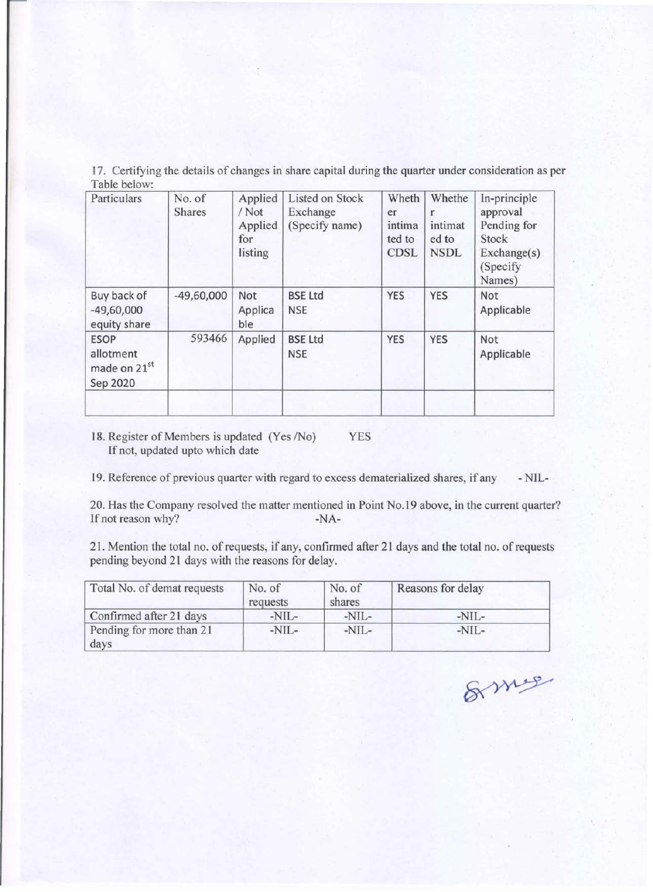17. Certifying the details of changes in share capital during the quarter under consideration as per Table below:

| Particulars | No. of Shares | Applied / Not Applied for listing | Listed on Stock Exchange (Specify name) | Whether intimated to CDSL | Whether intimated to NSDL | In-principle approval Pending for Stock Exchange(s) (Specify Names) |
|---|---|---|---|---|---|---|
| Buy back of -49,60,000 equity share | -49,60,000 | Not Applicable | BSE Ltd NSE | YES | YES | Not Applicable |
| ESOP allotment made on 21st Sep 2020 | 593466 | Applied | BSE Ltd NSE | YES | YES | Not Applicable |
| | | | | | | |

18. Register of Members is updated (Yes /No) YES
If not, updated upto which date

19. Reference of previous quarter with regard to excess dematerialized shares, if any - NIL-

20. Has the Company resolved the matter mentioned in Point No.19 above, in the current quarter? If not reason why? -NA-

21. Mention the total no. of requests, if any, confirmed after 21 days and the total no. of requests pending beyond 21 days with the reasons for delay.

| Total No. of demat requests | No. of requests | No. of shares | Reasons for delay |
|---|---|---|---|
| Confirmed after 21 days | -NIL- | -NIL- | -NIL- |
| Pending for more than 21 days | -NIL- | -NIL- | -NIL- |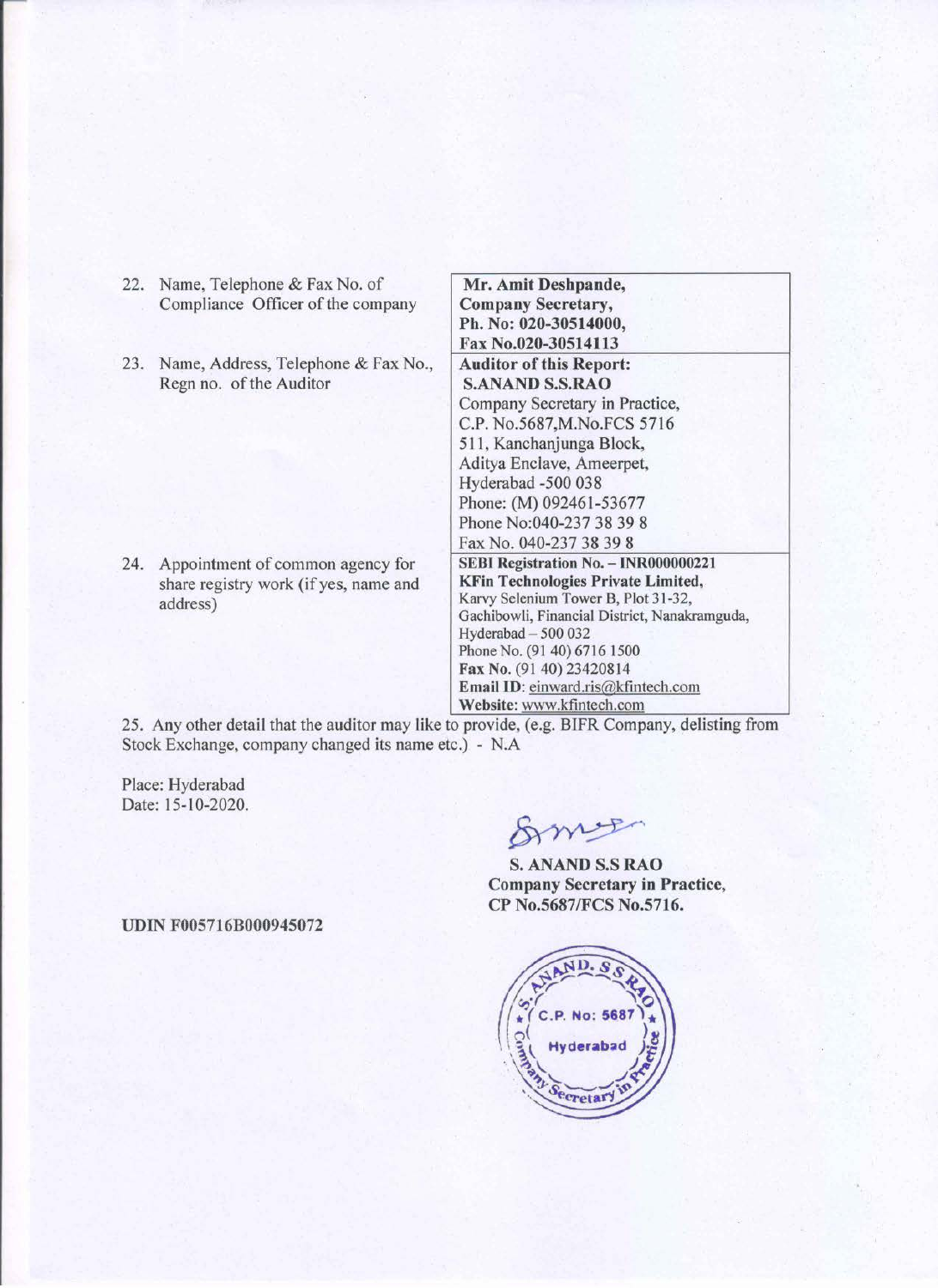| | | |
|---|---|---|
| 22. | Name, Telephone & Fax No. of Compliance Officer of the company | **Mr. Amit Deshpande,**<br>**Company Secretary,**<br>**Ph. No: 020-30514000,**<br>**Fax No.020-30514113** |
| 23. | Name, Address, Telephone & Fax No., Regn no. of the Auditor | **Auditor of this Report:**<br>**S.ANAND S.S.RAO**<br>Company Secretary in Practice,<br>C.P. No.5687,M.No.FCS 5716<br>511, Kanchanjunga Block,<br>Aditya Enclave, Ameerpet,<br>Hyderabad -500 038<br>Phone: (M) 092461-53677<br>Phone No:040-237 38 39 8<br>Fax No. 040-237 38 39 8 |
| 24. | Appointment of common agency for share registry work (if yes, name and address) | **SEBI Registration No. – INR000000221**<br>**KFin Technologies Private Limited,**<br>Karvy Selenium Tower B, Plot 31-32,<br>Gachibowli, Financial District, Nanakramguda,<br>Hyderabad – 500 032<br>Phone No. (91 40) 6716 1500<br>**Fax No.** (91 40) 23420814<br>**Email ID**: einward.ris@kfintech.com<br>**Website:** www.kfintech.com |

25. Any other detail that the auditor may like to provide, (e.g. BIFR Company, delisting from Stock Exchange, company changed its name etc.) - N.A

Place: Hyderabad
Date: 15-10-2020.

**S. ANAND S.S RAO**
**Company Secretary in Practice,**
**CP No.5687/FCS No.5716.**

**UDIN F005716B000945072**